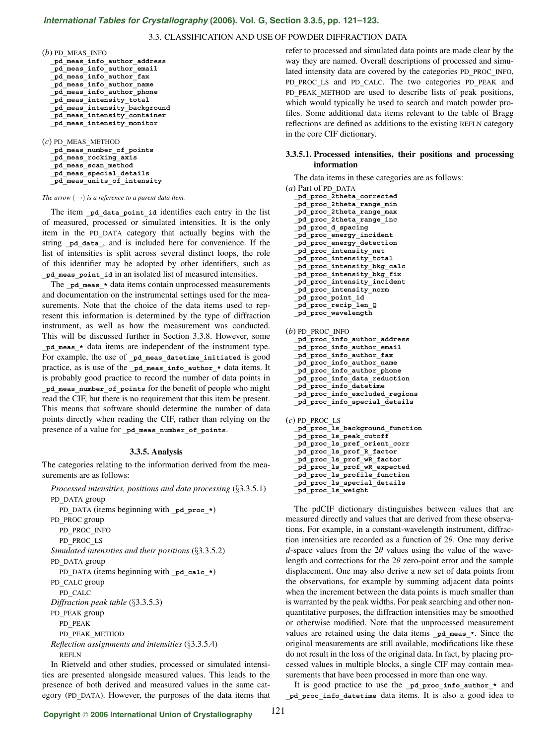(*b*) PD_MEAS_INFO

```
_pd_meas_info_author_address
_pd_meas_info_author_email
_pd_meas_info_author_fax
_pd_meas_info_author_name
_pd_meas_info_author_phone
_pd_meas_intensity_total
_pd_meas_intensity_background
_pd_meas_intensity_container
_pd_meas_intensity_monitor
```

(*c*) PD_MEAS_METHOD

```
_pd_meas_number_of_points
_pd_meas_rocking_axis
_pd_meas_scan_method
_pd_meas_special_details
_pd_meas_units_of_intensity
```

*The arrow (→) is a reference to a parent data item.*

The item **_pd_data_point_id** identifies each entry in the list of measured, processed or simulated intensities. It is the only item in the PD_DATA category that actually begins with the string **_pd_data_**, and is included here for convenience. If the list of intensities is split across several distinct loops, the role of this identifier may be adopted by other identifiers, such as **_pd_meas_point_id** in an isolated list of measured intensities.

The **_pd_meas_*** data items contain unprocessed measurements and documentation on the instrumental settings used for the measurements. Note that the choice of the data items used to represent this information is determined by the type of diffraction instrument, as well as how the measurement was conducted. This will be discussed further in Section 3.3.8. However, some **_pd_meas_*** data items are independent of the instrument type. For example, the use of **_pd_meas_datetime_initiated** is good practice, as is use of the **_pd_meas_info_author_*** data items. It is probably good practice to record the number of data points in **_pd_meas_number_of_points** for the benefit of people who might read the CIF, but there is no requirement that this item be present. This means that software should determine the number of data points directly when reading the CIF, rather than relying on the presence of a value for **_pd_meas_number_of_points**.

## 3.3.5. Analysis

The categories relating to the information derived from the measurements are as follows:

*Processed intensities, positions and data processing* (§3.3.5.1)
- PD_DATA group
  - PD_DATA (items beginning with **_pd_proc_***)
- PD_PROC group
  - PD_PROC_INFO
  - PD_PROC_LS

*Simulated intensities and their positions* (§3.3.5.2)
- PD_DATA group
  - PD_DATA (items beginning with **_pd_calc_***)
- PD_CALC group
  - PD_CALC

*Diffraction peak table* (§3.3.5.3)
- PD_PEAK group
  - PD_PEAK
  - PD_PEAK_METHOD

*Reflection assignments and intensities* (§3.3.5.4)
- REFLN

In Rietveld and other studies, processed or simulated intensities are presented alongside measured values. This leads to the presence of both derived and measured values in the same category (PD_DATA). However, the purposes of the data items that refer to processed and simulated data points are made clear by the way they are named. Overall descriptions of processed and simulated intensity data are covered by the categories PD_PROC_INFO, PD_PROC_LS and PD_CALC. The two categories PD_PEAK and PD_PEAK_METHOD are used to describe lists of peak positions, which would typically be used to search and match powder profiles. Some additional data items relevant to the table of Bragg reflections are defined as additions to the existing REFLN category in the core CIF dictionary.

### 3.3.5.1. Processed intensities, their positions and processing information

The data items in these categories are as follows:

(*a*) Part of PD_DATA

```
_pd_proc_2theta_corrected
_pd_proc_2theta_range_min
_pd_proc_2theta_range_max
_pd_proc_2theta_range_inc
_pd_proc_d_spacing
_pd_proc_energy_incident
_pd_proc_energy_detection
_pd_proc_intensity_net
_pd_proc_intensity_total
_pd_proc_intensity_bkg_calc
_pd_proc_intensity_bkg_fix
_pd_proc_intensity_incident
_pd_proc_intensity_norm
_pd_proc_point_id
_pd_proc_recip_len_Q
_pd_proc_wavelength
```

(*b*) PD_PROC_INFO

```
_pd_proc_info_author_address
_pd_proc_info_author_email
_pd_proc_info_author_fax
_pd_proc_info_author_name
_pd_proc_info_author_phone
_pd_proc_info_data_reduction
_pd_proc_info_datetime
_pd_proc_info_excluded_regions
_pd_proc_info_special_details
```

(*c*) PD_PROC_LS

```
_pd_proc_ls_background_function
_pd_proc_ls_peak_cutoff
_pd_proc_ls_pref_orient_corr
_pd_proc_ls_prof_R_factor
_pd_proc_ls_prof_wR_factor
_pd_proc_ls_prof_wR_expected
_pd_proc_ls_profile_function
_pd_proc_ls_special_details
_pd_proc_ls_weight
```

The pdCIF dictionary distinguishes between values that are measured directly and values that are derived from these observations. For example, in a constant-wavelength instrument, diffraction intensities are recorded as a function of $2\theta$. One may derive $d$-space values from the $2\theta$ values using the value of the wavelength and corrections for the $2\theta$ zero-point error and the sample displacement. One may also derive a new set of data points from the observations, for example by summing adjacent data points when the increment between the data points is much smaller than is warranted by the peak widths. For peak searching and other non-quantitative purposes, the diffraction intensities may be smoothed or otherwise modified. Note that the unprocessed measurement values are retained using the data items **_pd_meas_***. Since the original measurements are still available, modifications like these do not result in the loss of the original data. In fact, by placing processed values in multiple blocks, a single CIF may contain measurements that have been processed in more than one way.

It is good practice to use the **_pd_proc_info_author_*** and **_pd_proc_info_datetime** data items. It is also a good idea to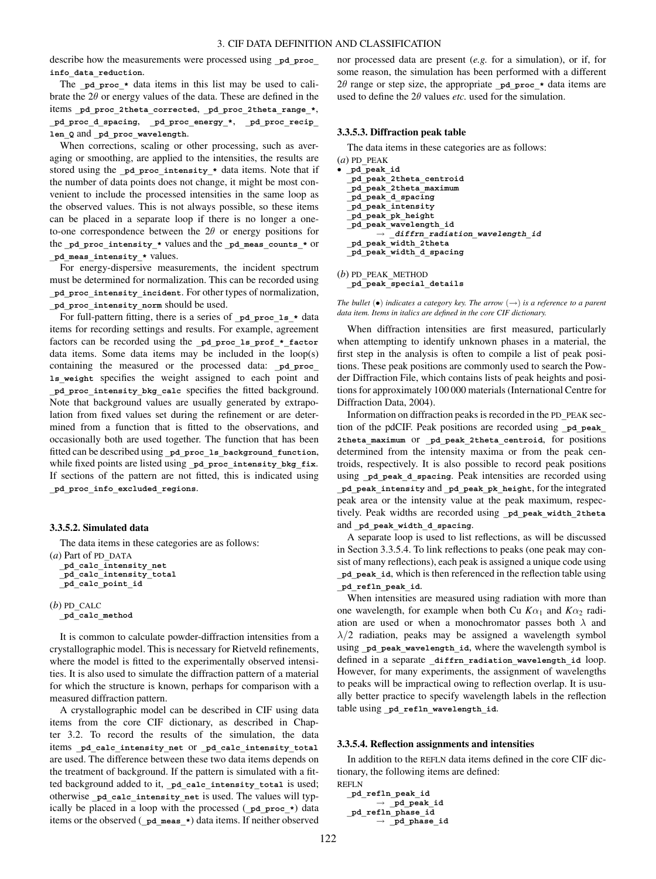describe how the measurements were processed using **_pd_proc_info_data_reduction**.

The **_pd_proc_*** data items in this list may be used to calibrate the $2\theta$ or energy values of the data. These are defined in the items **_pd_proc_2theta_corrected**, **_pd_proc_2theta_range_***, **_pd_proc_d_spacing**, **_pd_proc_energy_***, **_pd_proc_recip_len_Q** and **_pd_proc_wavelength**.

When corrections, scaling or other processing, such as averaging or smoothing, are applied to the intensities, the results are stored using the **_pd_proc_intensity_*** data items. Note that if the number of data points does not change, it might be most convenient to include the processed intensities in the same loop as the observed values. This is not always possible, so these items can be placed in a separate loop if there is no longer a one-to-one correspondence between the $2\theta$ or energy positions for the **_pd_proc_intensity_*** values and the **_pd_meas_counts_*** or **_pd_meas_intensity_*** values.

For energy-dispersive measurements, the incident spectrum must be determined for normalization. This can be recorded using **_pd_proc_intensity_incident**. For other types of normalization, **_pd_proc_intensity_norm** should be used.

For full-pattern fitting, there is a series of **_pd_proc_ls_*** data items for recording settings and results. For example, agreement factors can be recorded using the **_pd_proc_ls_prof_*_factor** data items. Some data items may be included in the loop(s) containing the measured or the processed data: **_pd_proc_ls_weight** specifies the weight assigned to each point and **_pd_proc_intensity_bkg_calc** specifies the fitted background. Note that background values are usually generated by extrapolation from fixed values set during the refinement or are determined from a function that is fitted to the observations, and occasionally both are used together. The function that has been fitted can be described using **_pd_proc_ls_background_function**, while fixed points are listed using **_pd_proc_intensity_bkg_fix**. If sections of the pattern are not fitted, this is indicated using **_pd_proc_info_excluded_regions**.

### 3.3.5.2. Simulated data

The data items in these categories are as follows:

(*a*) Part of PD_DATA
```
_pd_calc_intensity_net
_pd_calc_intensity_total
_pd_calc_point_id
```

(*b*) PD_CALC
```
_pd_calc_method
```

It is common to calculate powder-diffraction intensities from a crystallographic model. This is necessary for Rietveld refinements, where the model is fitted to the experimentally observed intensities. It is also used to simulate the diffraction pattern of a material for which the structure is known, perhaps for comparison with a measured diffraction pattern.

A crystallographic model can be described in CIF using data items from the core CIF dictionary, as described in Chapter 3.2. To record the results of the simulation, the data items **_pd_calc_intensity_net** or **_pd_calc_intensity_total** are used. The difference between these two data items depends on the treatment of background. If the pattern is simulated with a fitted background added to it, **_pd_calc_intensity_total** is used; otherwise **_pd_calc_intensity_net** is used. The values will typically be placed in a loop with the processed (**_pd_proc_***) data items or the observed (**_pd_meas_***) data items. If neither observed nor processed data are present (*e.g.* for a simulation), or if, for some reason, the simulation has been performed with a different $2\theta$ range or step size, the appropriate **_pd_proc_*** data items are used to define the $2\theta$ values *etc*. used for the simulation.

### 3.3.5.3. Diffraction peak table

The data items in these categories are as follows:

(*a*) PD_PEAK
```
• _pd_peak_id
  _pd_peak_2theta_centroid
  _pd_peak_2theta_maximum
  _pd_peak_d_spacing
  _pd_peak_intensity
  _pd_peak_pk_height
  _pd_peak_wavelength_id
        → _diffrn_radiation_wavelength_id
  _pd_peak_width_2theta
  _pd_peak_width_d_spacing
```

(*b*) PD_PEAK_METHOD
```
  _pd_peak_special_details
```

*The bullet (•) indicates a category key. The arrow (→) is a reference to a parent data item. Items in italics are defined in the core CIF dictionary.*

When diffraction intensities are first measured, particularly when attempting to identify unknown phases in a material, the first step in the analysis is often to compile a list of peak positions. These peak positions are commonly used to search the Powder Diffraction File, which contains lists of peak heights and positions for approximately 100 000 materials (International Centre for Diffraction Data, 2004).

Information on diffraction peaks is recorded in the PD_PEAK section of the pdCIF. Peak positions are recorded using **_pd_peak_2theta_maximum** or **_pd_peak_2theta_centroid**, for positions determined from the intensity maxima or from the peak centroids, respectively. It is also possible to record peak positions using **_pd_peak_d_spacing**. Peak intensities are recorded using **_pd_peak_intensity** and **_pd_peak_pk_height**, for the integrated peak area or the intensity value at the peak maximum, respectively. Peak widths are recorded using **_pd_peak_width_2theta** and **_pd_peak_width_d_spacing**.

A separate loop is used to list reflections, as will be discussed in Section 3.3.5.4. To link reflections to peaks (one peak may consist of many reflections), each peak is assigned a unique code using **_pd_peak_id**, which is then referenced in the reflection table using **_pd_refln_peak_id**.

When intensities are measured using radiation with more than one wavelength, for example when both Cu $K\alpha_1$ and $K\alpha_2$ radiation are used or when a monochromator passes both $\lambda$ and $\lambda/2$ radiation, peaks may be assigned a wavelength symbol using **_pd_peak_wavelength_id**, where the wavelength symbol is defined in a separate **_diffrn_radiation_wavelength_id** loop. However, for many experiments, the assignment of wavelengths to peaks will be impractical owing to reflection overlap. It is usually better practice to specify wavelength labels in the reflection table using **_pd_refln_wavelength_id**.

### 3.3.5.4. Reflection assignments and intensities

In addition to the REFLN data items defined in the core CIF dictionary, the following items are defined:

REFLN
```
  _pd_refln_peak_id
        → _pd_peak_id
  _pd_refln_phase_id
        → _pd_phase_id
```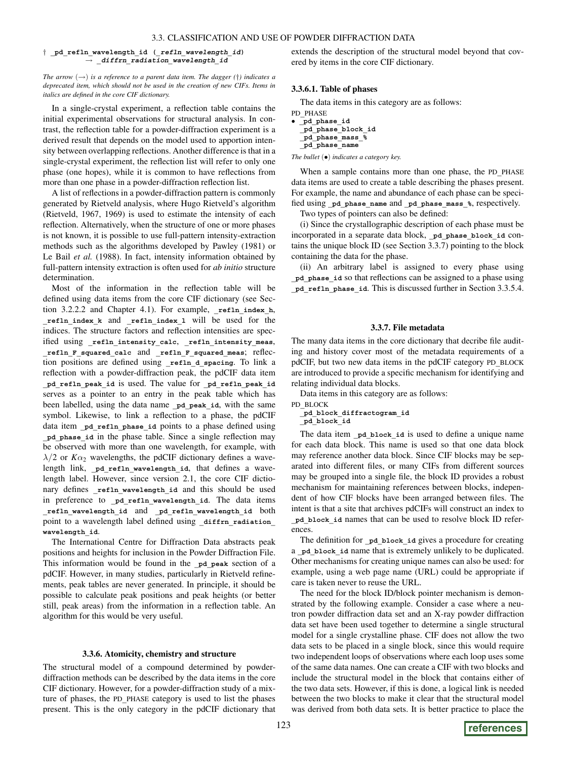† **_pd_refln_wavelength_id** (***_refln_wavelength_id***)
→ ***_diffrn_radiation_wavelength_id***

*The arrow (→) is a reference to a parent data item. The dagger (†) indicates a deprecated item, which should not be used in the creation of new CIFs. Items in italics are defined in the core CIF dictionary.*

In a single-crystal experiment, a reflection table contains the initial experimental observations for structural analysis. In contrast, the reflection table for a powder-diffraction experiment is a derived result that depends on the model used to apportion intensity between overlapping reflections. Another difference is that in a single-crystal experiment, the reflection list will refer to only one phase (one hopes), while it is common to have reflections from more than one phase in a powder-diffraction reflection list.

A list of reflections in a powder-diffraction pattern is commonly generated by Rietveld analysis, where Hugo Rietveld's algorithm (Rietveld, 1967, 1969) is used to estimate the intensity of each reflection. Alternatively, when the structure of one or more phases is not known, it is possible to use full-pattern intensity-extraction methods such as the algorithms developed by Pawley (1981) or Le Bail *et al.* (1988). In fact, intensity information obtained by full-pattern intensity extraction is often used for *ab initio* structure determination.

Most of the information in the reflection table will be defined using data items from the core CIF dictionary (see Section 3.2.2.2 and Chapter 4.1). For example, **_refln_index_h**, **_refln_index_k** and **_refln_index_l** will be used for the indices. The structure factors and reflection intensities are specified using **_refln_intensity_calc**, **_refln_intensity_meas**, **_refln_F_squared_calc** and **_refln_F_squared_meas**; reflection positions are defined using **_refln_d_spacing**. To link a reflection with a powder-diffraction peak, the pdCIF data item **_pd_refln_peak_id** is used. The value for **_pd_refln_peak_id** serves as a pointer to an entry in the peak table which has been labelled, using the data name **_pd_peak_id**, with the same symbol. Likewise, to link a reflection to a phase, the pdCIF data item **_pd_refln_phase_id** points to a phase defined using **_pd_phase_id** in the phase table. Since a single reflection may be observed with more than one wavelength, for example, with $\lambda/2$ or $K\alpha_2$ wavelengths, the pdCIF dictionary defines a wavelength link, **_pd_refln_wavelength_id**, that defines a wavelength label. However, since version 2.1, the core CIF dictionary defines **_refln_wavelength_id** and this should be used in preference to **_pd_refln_wavelength_id**. The data items **_refln_wavelength_id** and **_pd_refln_wavelength_id** both point to a wavelength label defined using **_diffrn_radiation_wavelength_id**.

The International Centre for Diffraction Data abstracts peak positions and heights for inclusion in the Powder Diffraction File. This information would be found in the **_pd_peak** section of a pdCIF. However, in many studies, particularly in Rietveld refinements, peak tables are never generated. In principle, it should be possible to calculate peak positions and peak heights (or better still, peak areas) from the information in a reflection table. An algorithm for this would be very useful.

### 3.3.6. Atomicity, chemistry and structure

The structural model of a compound determined by powder-diffraction methods can be described by the data items in the core CIF dictionary. However, for a powder-diffraction study of a mixture of phases, the PD_PHASE category is used to list the phases present. This is the only category in the pdCIF dictionary that extends the description of the structural model beyond that covered by items in the core CIF dictionary.

#### 3.3.6.1. Table of phases

The data items in this category are as follows:

PD_PHASE
• **_pd_phase_id**
  **_pd_phase_block_id**
  **_pd_phase_mass_%**
  **_pd_phase_name**

*The bullet (•) indicates a category key.*

When a sample contains more than one phase, the PD_PHASE data items are used to create a table describing the phases present. For example, the name and abundance of each phase can be specified using **_pd_phase_name** and **_pd_phase_mass_%**, respectively.

Two types of pointers can also be defined:

(i) Since the crystallographic description of each phase must be incorporated in a separate data block, **_pd_phase_block_id** contains the unique block ID (see Section 3.3.7) pointing to the block containing the data for the phase.

(ii) An arbitrary label is assigned to every phase using **_pd_phase_id** so that reflections can be assigned to a phase using **_pd_refln_phase_id**. This is discussed further in Section 3.3.5.4.

### 3.3.7. File metadata

The many data items in the core dictionary that decribe file auditing and history cover most of the metadata requirements of a pdCIF, but two new data items in the pdCIF category PD_BLOCK are introduced to provide a specific mechanism for identifying and relating individual data blocks.

Data items in this category are as follows:

PD_BLOCK
  **_pd_block_diffractogram_id**
  **_pd_block_id**

The data item **_pd_block_id** is used to define a unique name for each data block. This name is used so that one data block may reference another data block. Since CIF blocks may be separated into different files, or many CIFs from different sources may be grouped into a single file, the block ID provides a robust mechanism for maintaining references between blocks, independent of how CIF blocks have been arranged between files. The intent is that a site that archives pdCIFs will construct an index to **_pd_block_id** names that can be used to resolve block ID references.

The definition for **_pd_block_id** gives a procedure for creating a **_pd_block_id** name that is extremely unlikely to be duplicated. Other mechanisms for creating unique names can also be used: for example, using a web page name (URL) could be appropriate if care is taken never to reuse the URL.

The need for the block ID/block pointer mechanism is demonstrated by the following example. Consider a case where a neutron powder diffraction data set and an X-ray powder diffraction data set have been used together to determine a single structural model for a single crystalline phase. CIF does not allow the two data sets to be placed in a single block, since this would require two independent loops of observations where each loop uses some of the same data names. One can create a CIF with two blocks and include the structural model in the block that contains either of the two data sets. However, if this is done, a logical link is needed between the two blocks to make it clear that the structural model was derived from both data sets. It is better practice to place the